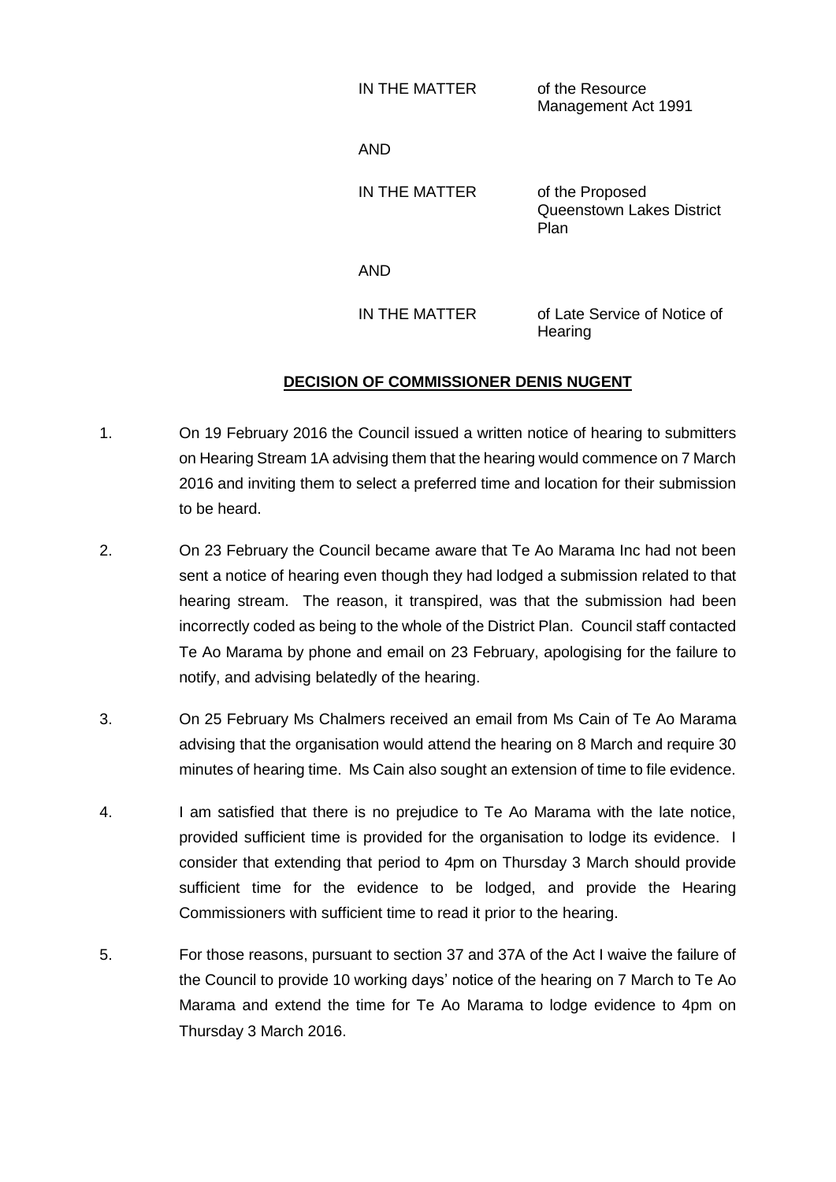IN THE MATTER of the Resource Management Act 1991

AND

IN THE MATTER of the Proposed Queenstown Lakes District Plan

AND

IN THE MATTER of Late Service of Notice of Hearing

**DECISION OF COMMISSIONER DENIS NUGENT**

1. On 19 February 2016 the Council issued a written notice of hearing to submitters on Hearing Stream 1A advising them that the hearing would commence on 7 March 2016 and inviting them to select a preferred time and location for their submission to be heard.

2. On 23 February the Council became aware that Te Ao Marama Inc had not been sent a notice of hearing even though they had lodged a submission related to that hearing stream. The reason, it transpired, was that the submission had been incorrectly coded as being to the whole of the District Plan. Council staff contacted Te Ao Marama by phone and email on 23 February, apologising for the failure to notify, and advising belatedly of the hearing.

3. On 25 February Ms Chalmers received an email from Ms Cain of Te Ao Marama advising that the organisation would attend the hearing on 8 March and require 30 minutes of hearing time. Ms Cain also sought an extension of time to file evidence.

4. I am satisfied that there is no prejudice to Te Ao Marama with the late notice, provided sufficient time is provided for the organisation to lodge its evidence. I consider that extending that period to 4pm on Thursday 3 March should provide sufficient time for the evidence to be lodged, and provide the Hearing Commissioners with sufficient time to read it prior to the hearing.

5. For those reasons, pursuant to section 37 and 37A of the Act I waive the failure of the Council to provide 10 working days' notice of the hearing on 7 March to Te Ao Marama and extend the time for Te Ao Marama to lodge evidence to 4pm on Thursday 3 March 2016.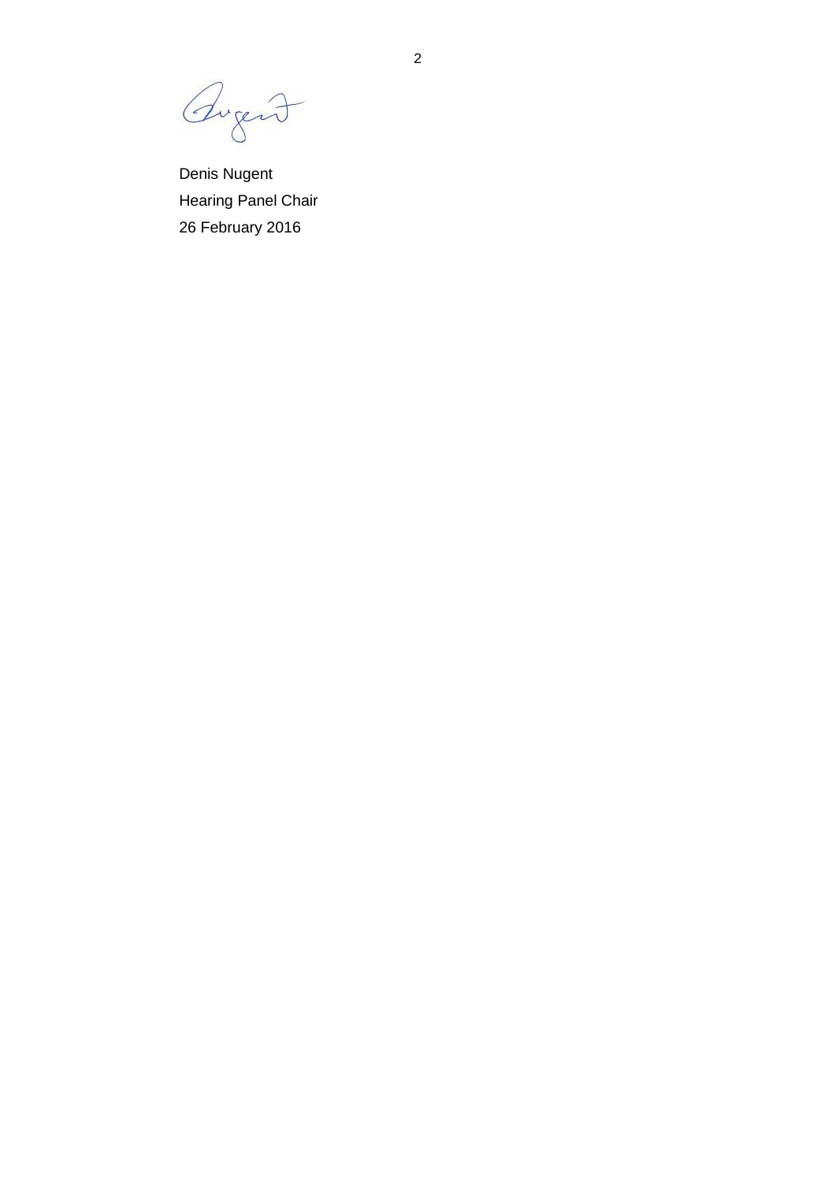Denis Nugent
Hearing Panel Chair
26 February 2016